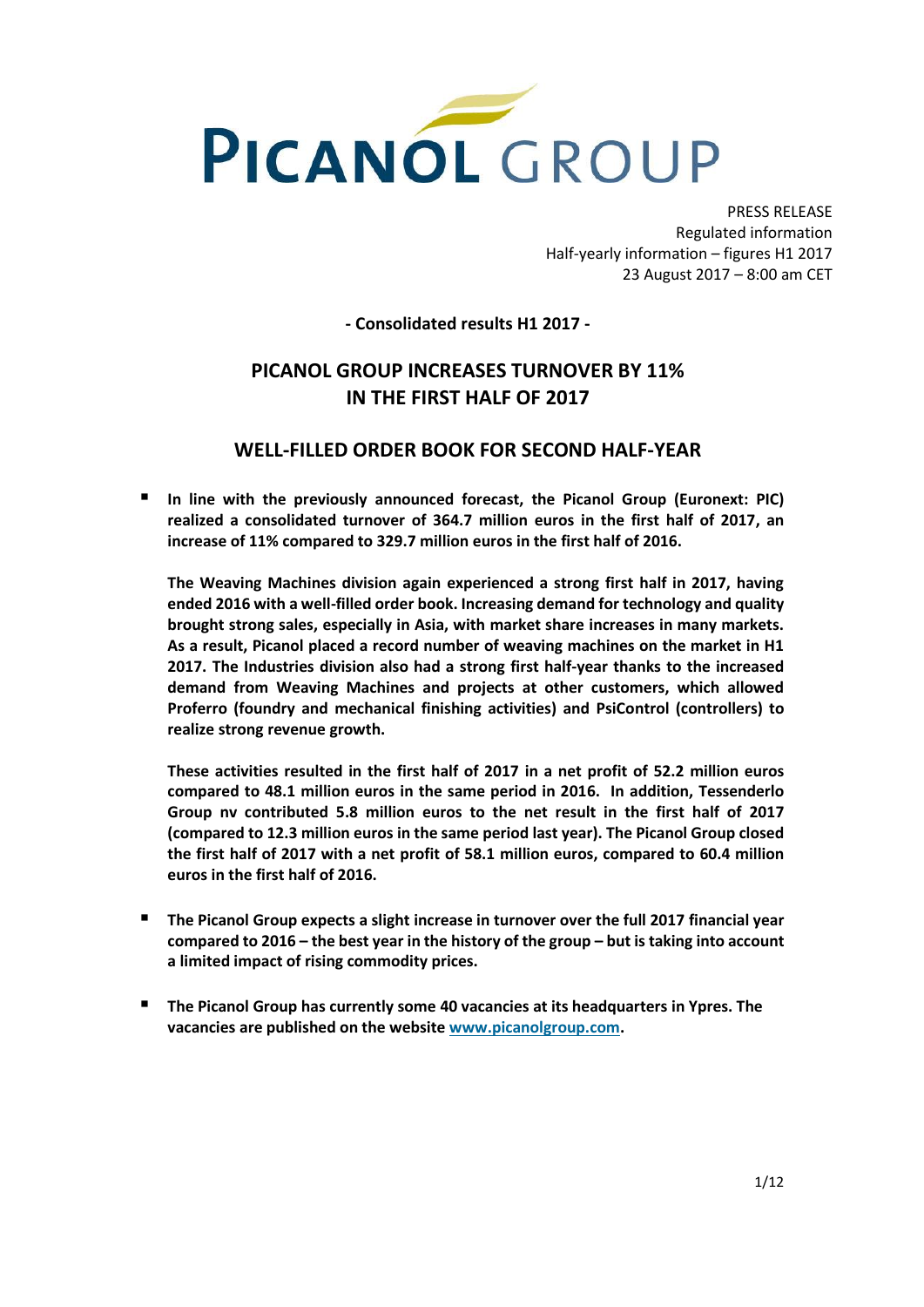PICANOL GROUP

PRESS RELEASE
Regulated information
Half-yearly information – figures H1 2017
23 August 2017 – 8:00 am CET

**- Consolidated results H1 2017 -**

# PICANOL GROUP INCREASES TURNOVER BY 11% IN THE FIRST HALF OF 2017

## WELL-FILLED ORDER BOOK FOR SECOND HALF-YEAR

- **In line with the previously announced forecast, the Picanol Group (Euronext: PIC) realized a consolidated turnover of 364.7 million euros in the first half of 2017, an increase of 11% compared to 329.7 million euros in the first half of 2016.**

  **The Weaving Machines division again experienced a strong first half in 2017, having ended 2016 with a well-filled order book. Increasing demand for technology and quality brought strong sales, especially in Asia, with market share increases in many markets. As a result, Picanol placed a record number of weaving machines on the market in H1 2017. The Industries division also had a strong first half-year thanks to the increased demand from Weaving Machines and projects at other customers, which allowed Proferro (foundry and mechanical finishing activities) and PsiControl (controllers) to realize strong revenue growth.**

  **These activities resulted in the first half of 2017 in a net profit of 52.2 million euros compared to 48.1 million euros in the same period in 2016. In addition, Tessenderlo Group nv contributed 5.8 million euros to the net result in the first half of 2017 (compared to 12.3 million euros in the same period last year). The Picanol Group closed the first half of 2017 with a net profit of 58.1 million euros, compared to 60.4 million euros in the first half of 2016.**

- **The Picanol Group expects a slight increase in turnover over the full 2017 financial year compared to 2016 – the best year in the history of the group – but is taking into account a limited impact of rising commodity prices.**

- **The Picanol Group has currently some 40 vacancies at its headquarters in Ypres. The vacancies are published on the website [www.picanolgroup.com](http://www.picanolgroup.com).**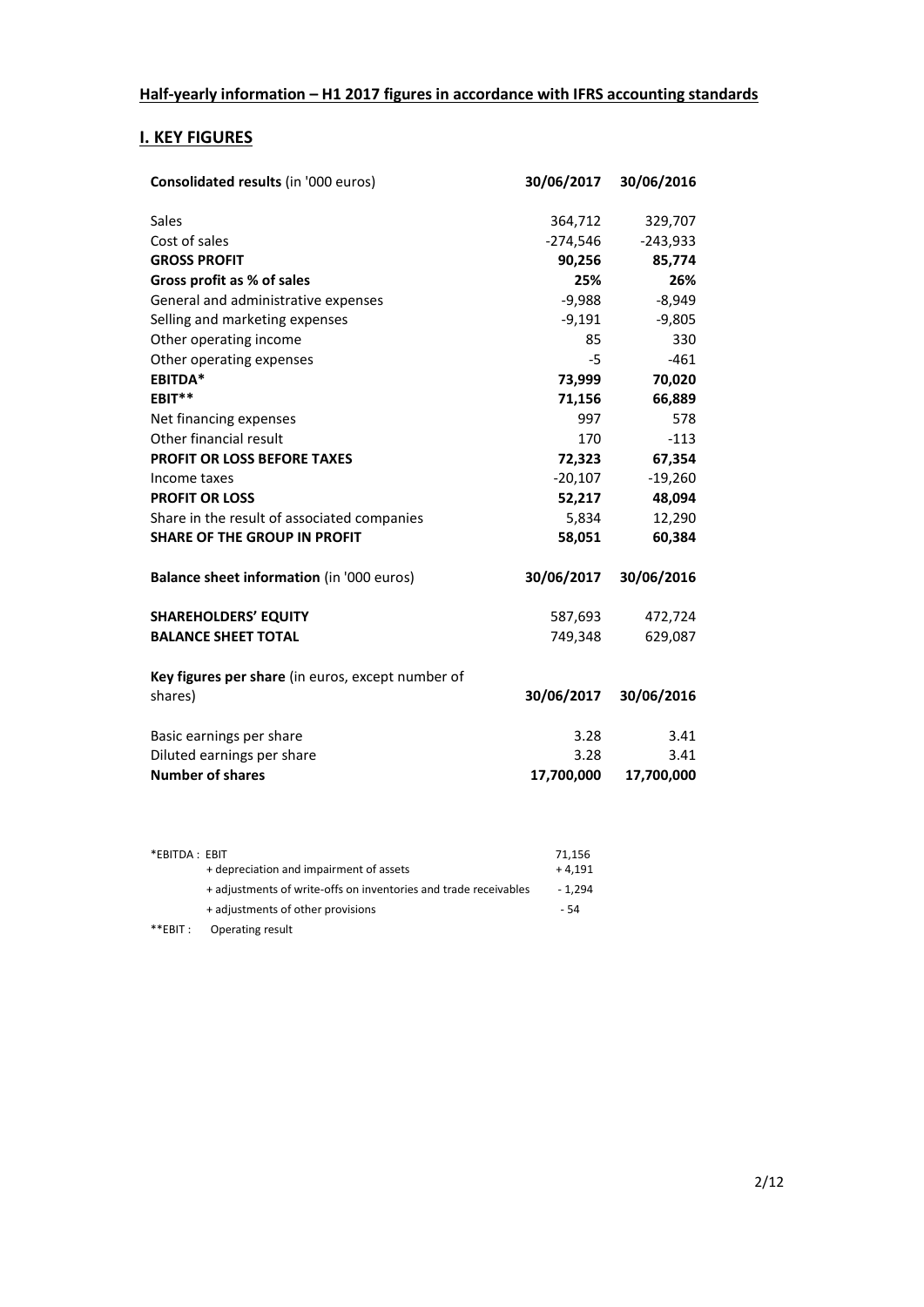## Half-yearly information – H1 2017 figures in accordance with IFRS accounting standards

## I. KEY FIGURES

| Consolidated results (in '000 euros) | 30/06/2017 | 30/06/2016 |
|---|---|---|
| Sales | 364,712 | 329,707 |
| Cost of sales | -274,546 | -243,933 |
| **GROSS PROFIT** | **90,256** | **85,774** |
| **Gross profit as % of sales** | **25%** | **26%** |
| General and administrative expenses | -9,988 | -8,949 |
| Selling and marketing expenses | -9,191 | -9,805 |
| Other operating income | 85 | 330 |
| Other operating expenses | -5 | -461 |
| **EBITDA*** | **73,999** | **70,020** |
| **EBIT**** | **71,156** | **66,889** |
| Net financing expenses | 997 | 578 |
| Other financial result | 170 | -113 |
| **PROFIT OR LOSS BEFORE TAXES** | **72,323** | **67,354** |
| Income taxes | -20,107 | -19,260 |
| **PROFIT OR LOSS** | **52,217** | **48,094** |
| Share in the result of associated companies | 5,834 | 12,290 |
| **SHARE OF THE GROUP IN PROFIT** | **58,051** | **60,384** |

| Balance sheet information (in '000 euros) | 30/06/2017 | 30/06/2016 |
|---|---|---|
| **SHAREHOLDERS' EQUITY** | 587,693 | 472,724 |
| **BALANCE SHEET TOTAL** | 749,348 | 629,087 |

| Key figures per share (in euros, except number of shares) | 30/06/2017 | 30/06/2016 |
|---|---|---|
| Basic earnings per share | 3.28 | 3.41 |
| Diluted earnings per share | 3.28 | 3.41 |
| **Number of shares** | **17,700,000** | **17,700,000** |

| *EBITDA : EBIT | 71,156 |
|---|---|
| + depreciation and impairment of assets | + 4,191 |
| + adjustments of write-offs on inventories and trade receivables | - 1,294 |
| + adjustments of other provisions | - 54 |

**EBIT : Operating result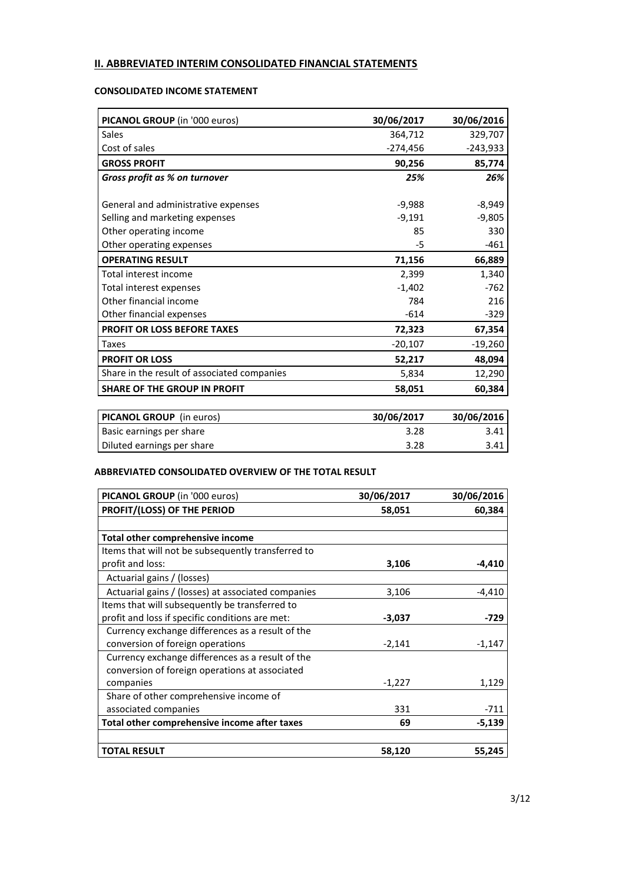## II. ABBREVIATED INTERIM CONSOLIDATED FINANCIAL STATEMENTS

### CONSOLIDATED INCOME STATEMENT

| PICANOL GROUP (in '000 euros) | 30/06/2017 | 30/06/2016 |
|---|---|---|
| Sales | 364,712 | 329,707 |
| Cost of sales | -274,456 | -243,933 |
| **GROSS PROFIT** | **90,256** | **85,774** |
| ***Gross profit as % on turnover*** | ***25%*** | ***26%*** |
| General and administrative expenses | -9,988 | -8,949 |
| Selling and marketing expenses | -9,191 | -9,805 |
| Other operating income | 85 | 330 |
| Other operating expenses | -5 | -461 |
| **OPERATING RESULT** | **71,156** | **66,889** |
| Total interest income | 2,399 | 1,340 |
| Total interest expenses | -1,402 | -762 |
| Other financial income | 784 | 216 |
| Other financial expenses | -614 | -329 |
| **PROFIT OR LOSS BEFORE TAXES** | **72,323** | **67,354** |
| Taxes | -20,107 | -19,260 |
| **PROFIT OR LOSS** | **52,217** | **48,094** |
| Share in the result of associated companies | 5,834 | 12,290 |
| **SHARE OF THE GROUP IN PROFIT** | **58,051** | **60,384** |

| PICANOL GROUP (in euros) | 30/06/2017 | 30/06/2016 |
|---|---|---|
| Basic earnings per share | 3.28 | 3.41 |
| Diluted earnings per share | 3.28 | 3.41 |

### ABBREVIATED CONSOLIDATED OVERVIEW OF THE TOTAL RESULT

| PICANOL GROUP (in '000 euros) | 30/06/2017 | 30/06/2016 |
|---|---|---|
| **PROFIT/(LOSS) OF THE PERIOD** | **58,051** | **60,384** |
| | | |
| **Total other comprehensive income** | | |
| Items that will not be subsequently transferred to profit and loss: | **3,106** | **-4,410** |
| Actuarial gains / (losses) | | |
| Actuarial gains / (losses) at associated companies | 3,106 | -4,410 |
| Items that will subsequently be transferred to profit and loss if specific conditions are met: | **-3,037** | **-729** |
| Currency exchange differences as a result of the conversion of foreign operations | -2,141 | -1,147 |
| Currency exchange differences as a result of the conversion of foreign operations at associated companies | -1,227 | 1,129 |
| Share of other comprehensive income of associated companies | 331 | -711 |
| **Total other comprehensive income after taxes** | **69** | **-5,139** |
| | | |
| **TOTAL RESULT** | **58,120** | **55,245** |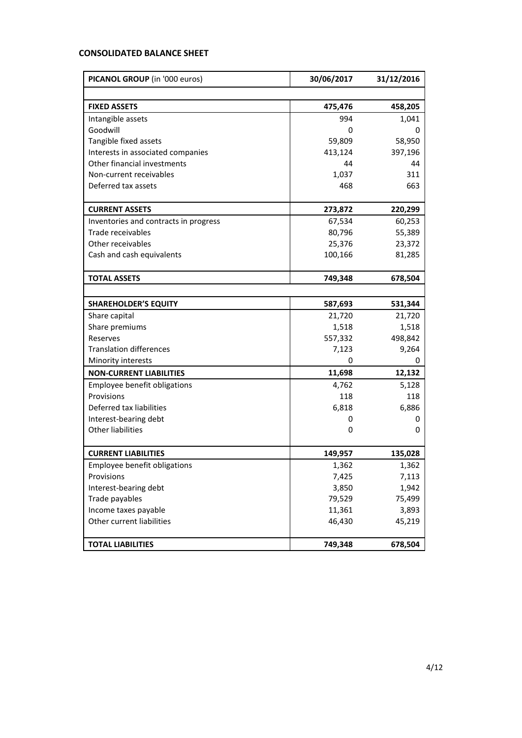## CONSOLIDATED BALANCE SHEET

| PICANOL GROUP (in '000 euros) | 30/06/2017 | 31/12/2016 |
|---|---|---|
| **FIXED ASSETS** | **475,476** | **458,205** |
| Intangible assets | 994 | 1,041 |
| Goodwill | 0 | 0 |
| Tangible fixed assets | 59,809 | 58,950 |
| Interests in associated companies | 413,124 | 397,196 |
| Other financial investments | 44 | 44 |
| Non-current receivables | 1,037 | 311 |
| Deferred tax assets | 468 | 663 |
| **CURRENT ASSETS** | **273,872** | **220,299** |
| Inventories and contracts in progress | 67,534 | 60,253 |
| Trade receivables | 80,796 | 55,389 |
| Other receivables | 25,376 | 23,372 |
| Cash and cash equivalents | 100,166 | 81,285 |
| **TOTAL ASSETS** | **749,348** | **678,504** |
| **SHAREHOLDER'S EQUITY** | **587,693** | **531,344** |
| Share capital | 21,720 | 21,720 |
| Share premiums | 1,518 | 1,518 |
| Reserves | 557,332 | 498,842 |
| Translation differences | 7,123 | 9,264 |
| Minority interests | 0 | 0 |
| **NON-CURRENT LIABILITIES** | **11,698** | **12,132** |
| Employee benefit obligations | 4,762 | 5,128 |
| Provisions | 118 | 118 |
| Deferred tax liabilities | 6,818 | 6,886 |
| Interest-bearing debt | 0 | 0 |
| Other liabilities | 0 | 0 |
| **CURRENT LIABILITIES** | **149,957** | **135,028** |
| Employee benefit obligations | 1,362 | 1,362 |
| Provisions | 7,425 | 7,113 |
| Interest-bearing debt | 3,850 | 1,942 |
| Trade payables | 79,529 | 75,499 |
| Income taxes payable | 11,361 | 3,893 |
| Other current liabilities | 46,430 | 45,219 |
| **TOTAL LIABILITIES** | **749,348** | **678,504** |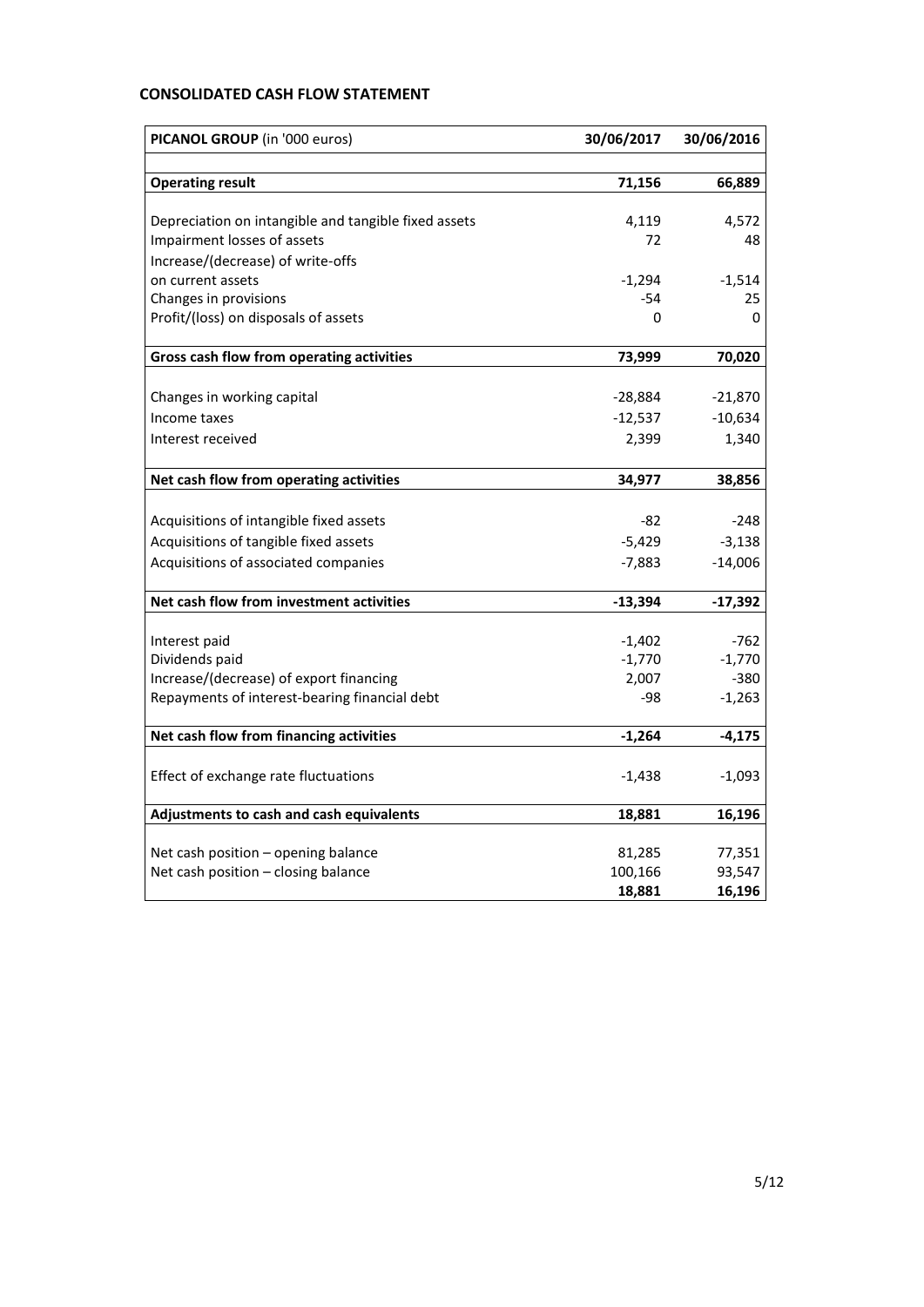## CONSOLIDATED CASH FLOW STATEMENT

| PICANOL GROUP (in '000 euros) | 30/06/2017 | 30/06/2016 |
|---|---|---|
| **Operating result** | **71,156** | **66,889** |
| Depreciation on intangible and tangible fixed assets | 4,119 | 4,572 |
| Impairment losses of assets | 72 | 48 |
| Increase/(decrease) of write-offs on current assets | -1,294 | -1,514 |
| Changes in provisions | -54 | 25 |
| Profit/(loss) on disposals of assets | 0 | 0 |
| **Gross cash flow from operating activities** | **73,999** | **70,020** |
| Changes in working capital | -28,884 | -21,870 |
| Income taxes | -12,537 | -10,634 |
| Interest received | 2,399 | 1,340 |
| **Net cash flow from operating activities** | **34,977** | **38,856** |
| Acquisitions of intangible fixed assets | -82 | -248 |
| Acquisitions of tangible fixed assets | -5,429 | -3,138 |
| Acquisitions of associated companies | -7,883 | -14,006 |
| **Net cash flow from investment activities** | **-13,394** | **-17,392** |
| Interest paid | -1,402 | -762 |
| Dividends paid | -1,770 | -1,770 |
| Increase/(decrease) of export financing | 2,007 | -380 |
| Repayments of interest-bearing financial debt | -98 | -1,263 |
| **Net cash flow from financing activities** | **-1,264** | **-4,175** |
| Effect of exchange rate fluctuations | -1,438 | -1,093 |
| **Adjustments to cash and cash equivalents** | **18,881** | **16,196** |
| Net cash position – opening balance | 81,285 | 77,351 |
| Net cash position – closing balance | 100,166 | 93,547 |
| | **18,881** | **16,196** |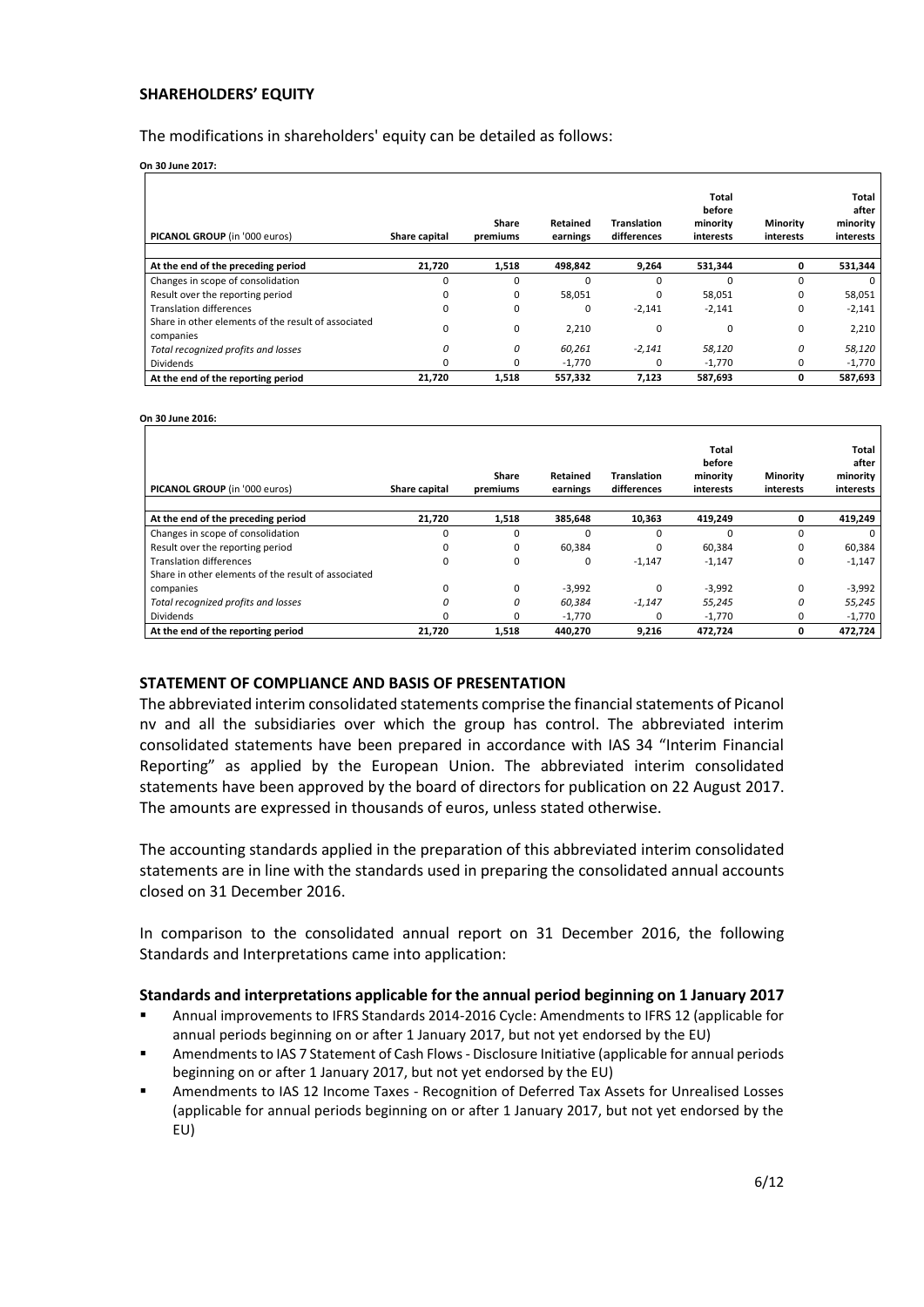## SHAREHOLDERS' EQUITY

The modifications in shareholders' equity can be detailed as follows:

**On 30 June 2017:**

| PICANOL GROUP (in '000 euros) | Share capital | Share premiums | Retained earnings | Translation differences | Total before minority interests | Minority interests | Total after minority interests |
|---|---|---|---|---|---|---|---|
| **At the end of the preceding period** | **21,720** | **1,518** | **498,842** | **9,264** | **531,344** | **0** | **531,344** |
| Changes in scope of consolidation | 0 | 0 | 0 | 0 | 0 | 0 | 0 |
| Result over the reporting period | 0 | 0 | 58,051 | 0 | 58,051 | 0 | 58,051 |
| Translation differences | 0 | 0 | 0 | -2,141 | -2,141 | 0 | -2,141 |
| Share in other elements of the result of associated companies | 0 | 0 | 2,210 | 0 | 0 | 0 | 2,210 |
| *Total recognized profits and losses* | *0* | *0* | *60,261* | *-2,141* | *58,120* | *0* | *58,120* |
| Dividends | 0 | 0 | -1,770 | 0 | -1,770 | 0 | -1,770 |
| **At the end of the reporting period** | **21,720** | **1,518** | **557,332** | **7,123** | **587,693** | **0** | **587,693** |

**On 30 June 2016:**

| PICANOL GROUP (in '000 euros) | Share capital | Share premiums | Retained earnings | Translation differences | Total before minority interests | Minority interests | Total after minority interests |
|---|---|---|---|---|---|---|---|
| **At the end of the preceding period** | **21,720** | **1,518** | **385,648** | **10,363** | **419,249** | **0** | **419,249** |
| Changes in scope of consolidation | 0 | 0 | 0 | 0 | 0 | 0 | 0 |
| Result over the reporting period | 0 | 0 | 60,384 | 0 | 60,384 | 0 | 60,384 |
| Translation differences | 0 | 0 | 0 | -1,147 | -1,147 | 0 | -1,147 |
| Share in other elements of the result of associated companies | 0 | 0 | -3,992 | 0 | -3,992 | 0 | -3,992 |
| *Total recognized profits and losses* | *0* | *0* | *60,384* | *-1,147* | *55,245* | *0* | *55,245* |
| Dividends | 0 | 0 | -1,770 | 0 | -1,770 | 0 | -1,770 |
| **At the end of the reporting period** | **21,720** | **1,518** | **440,270** | **9,216** | **472,724** | **0** | **472,724** |

## STATEMENT OF COMPLIANCE AND BASIS OF PRESENTATION

The abbreviated interim consolidated statements comprise the financial statements of Picanol nv and all the subsidiaries over which the group has control. The abbreviated interim consolidated statements have been prepared in accordance with IAS 34 "Interim Financial Reporting" as applied by the European Union. The abbreviated interim consolidated statements have been approved by the board of directors for publication on 22 August 2017. The amounts are expressed in thousands of euros, unless stated otherwise.

The accounting standards applied in the preparation of this abbreviated interim consolidated statements are in line with the standards used in preparing the consolidated annual accounts closed on 31 December 2016.

In comparison to the consolidated annual report on 31 December 2016, the following Standards and Interpretations came into application:

### Standards and interpretations applicable for the annual period beginning on 1 January 2017

- Annual improvements to IFRS Standards 2014-2016 Cycle: Amendments to IFRS 12 (applicable for annual periods beginning on or after 1 January 2017, but not yet endorsed by the EU)
- Amendments to IAS 7 Statement of Cash Flows - Disclosure Initiative (applicable for annual periods beginning on or after 1 January 2017, but not yet endorsed by the EU)
- Amendments to IAS 12 Income Taxes - Recognition of Deferred Tax Assets for Unrealised Losses (applicable for annual periods beginning on or after 1 January 2017, but not yet endorsed by the EU)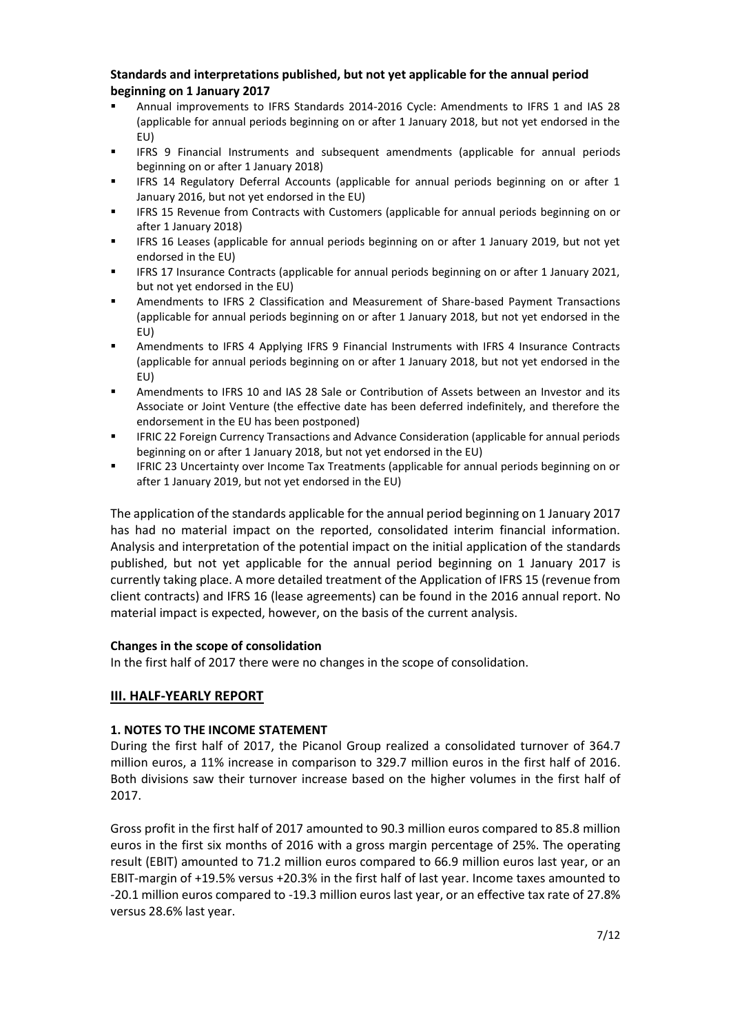**Standards and interpretations published, but not yet applicable for the annual period beginning on 1 January 2017**

- Annual improvements to IFRS Standards 2014-2016 Cycle: Amendments to IFRS 1 and IAS 28 (applicable for annual periods beginning on or after 1 January 2018, but not yet endorsed in the EU)
- IFRS 9 Financial Instruments and subsequent amendments (applicable for annual periods beginning on or after 1 January 2018)
- IFRS 14 Regulatory Deferral Accounts (applicable for annual periods beginning on or after 1 January 2016, but not yet endorsed in the EU)
- IFRS 15 Revenue from Contracts with Customers (applicable for annual periods beginning on or after 1 January 2018)
- IFRS 16 Leases (applicable for annual periods beginning on or after 1 January 2019, but not yet endorsed in the EU)
- IFRS 17 Insurance Contracts (applicable for annual periods beginning on or after 1 January 2021, but not yet endorsed in the EU)
- Amendments to IFRS 2 Classification and Measurement of Share-based Payment Transactions (applicable for annual periods beginning on or after 1 January 2018, but not yet endorsed in the EU)
- Amendments to IFRS 4 Applying IFRS 9 Financial Instruments with IFRS 4 Insurance Contracts (applicable for annual periods beginning on or after 1 January 2018, but not yet endorsed in the EU)
- Amendments to IFRS 10 and IAS 28 Sale or Contribution of Assets between an Investor and its Associate or Joint Venture (the effective date has been deferred indefinitely, and therefore the endorsement in the EU has been postponed)
- IFRIC 22 Foreign Currency Transactions and Advance Consideration (applicable for annual periods beginning on or after 1 January 2018, but not yet endorsed in the EU)
- IFRIC 23 Uncertainty over Income Tax Treatments (applicable for annual periods beginning on or after 1 January 2019, but not yet endorsed in the EU)

The application of the standards applicable for the annual period beginning on 1 January 2017 has had no material impact on the reported, consolidated interim financial information. Analysis and interpretation of the potential impact on the initial application of the standards published, but not yet applicable for the annual period beginning on 1 January 2017 is currently taking place. A more detailed treatment of the Application of IFRS 15 (revenue from client contracts) and IFRS 16 (lease agreements) can be found in the 2016 annual report. No material impact is expected, however, on the basis of the current analysis.

**Changes in the scope of consolidation**

In the first half of 2017 there were no changes in the scope of consolidation.

## III. HALF-YEARLY REPORT

**1. NOTES TO THE INCOME STATEMENT**

During the first half of 2017, the Picanol Group realized a consolidated turnover of 364.7 million euros, a 11% increase in comparison to 329.7 million euros in the first half of 2016. Both divisions saw their turnover increase based on the higher volumes in the first half of 2017.

Gross profit in the first half of 2017 amounted to 90.3 million euros compared to 85.8 million euros in the first six months of 2016 with a gross margin percentage of 25%. The operating result (EBIT) amounted to 71.2 million euros compared to 66.9 million euros last year, or an EBIT-margin of +19.5% versus +20.3% in the first half of last year. Income taxes amounted to -20.1 million euros compared to -19.3 million euros last year, or an effective tax rate of 27.8% versus 28.6% last year.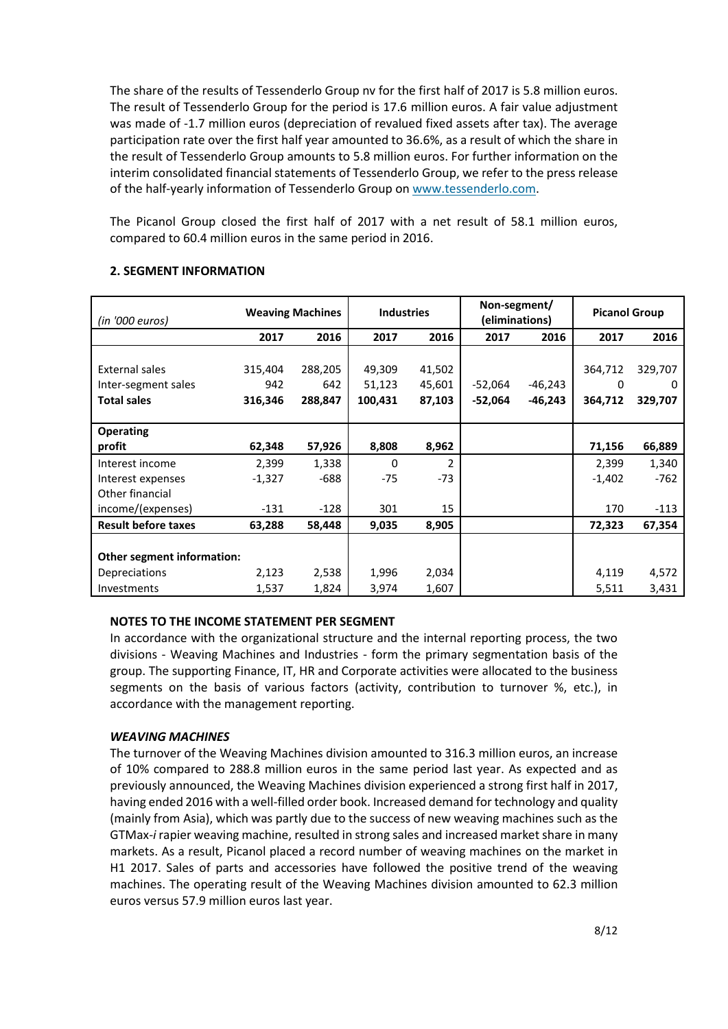The share of the results of Tessenderlo Group nv for the first half of 2017 is 5.8 million euros. The result of Tessenderlo Group for the period is 17.6 million euros. A fair value adjustment was made of -1.7 million euros (depreciation of revalued fixed assets after tax). The average participation rate over the first half year amounted to 36.6%, as a result of which the share in the result of Tessenderlo Group amounts to 5.8 million euros. For further information on the interim consolidated financial statements of Tessenderlo Group, we refer to the press release of the half-yearly information of Tessenderlo Group on www.tessenderlo.com.

The Picanol Group closed the first half of 2017 with a net result of 58.1 million euros, compared to 60.4 million euros in the same period in 2016.

## 2. SEGMENT INFORMATION

| *(in '000 euros)* | Weaving Machines | | Industries | | Non-segment/ (eliminations) | | Picanol Group | |
|---|---|---|---|---|---|---|---|---|
| | **2017** | **2016** | **2017** | **2016** | **2017** | **2016** | **2017** | **2016** |
| External sales | 315,404 | 288,205 | 49,309 | 41,502 | | | 364,712 | 329,707 |
| Inter-segment sales | 942 | 642 | 51,123 | 45,601 | -52,064 | -46,243 | 0 | 0 |
| **Total sales** | **316,346** | **288,847** | **100,431** | **87,103** | **-52,064** | **-46,243** | **364,712** | **329,707** |
| **Operating profit** | **62,348** | **57,926** | **8,808** | **8,962** | | | **71,156** | **66,889** |
| Interest income | 2,399 | 1,338 | 0 | 2 | | | 2,399 | 1,340 |
| Interest expenses | -1,327 | -688 | -75 | -73 | | | -1,402 | -762 |
| Other financial income/(expenses) | -131 | -128 | 301 | 15 | | | 170 | -113 |
| **Result before taxes** | **63,288** | **58,448** | **9,035** | **8,905** | | | **72,323** | **67,354** |
| **Other segment information:** | | | | | | | | |
| Depreciations | 2,123 | 2,538 | 1,996 | 2,034 | | | 4,119 | 4,572 |
| Investments | 1,537 | 1,824 | 3,974 | 1,607 | | | 5,511 | 3,431 |

### NOTES TO THE INCOME STATEMENT PER SEGMENT

In accordance with the organizational structure and the internal reporting process, the two divisions - Weaving Machines and Industries - form the primary segmentation basis of the group. The supporting Finance, IT, HR and Corporate activities were allocated to the business segments on the basis of various factors (activity, contribution to turnover %, etc.), in accordance with the management reporting.

#### *WEAVING MACHINES*

The turnover of the Weaving Machines division amounted to 316.3 million euros, an increase of 10% compared to 288.8 million euros in the same period last year. As expected and as previously announced, the Weaving Machines division experienced a strong first half in 2017, having ended 2016 with a well-filled order book. Increased demand for technology and quality (mainly from Asia), which was partly due to the success of new weaving machines such as the GTMax-*i* rapier weaving machine, resulted in strong sales and increased market share in many markets. As a result, Picanol placed a record number of weaving machines on the market in H1 2017. Sales of parts and accessories have followed the positive trend of the weaving machines. The operating result of the Weaving Machines division amounted to 62.3 million euros versus 57.9 million euros last year.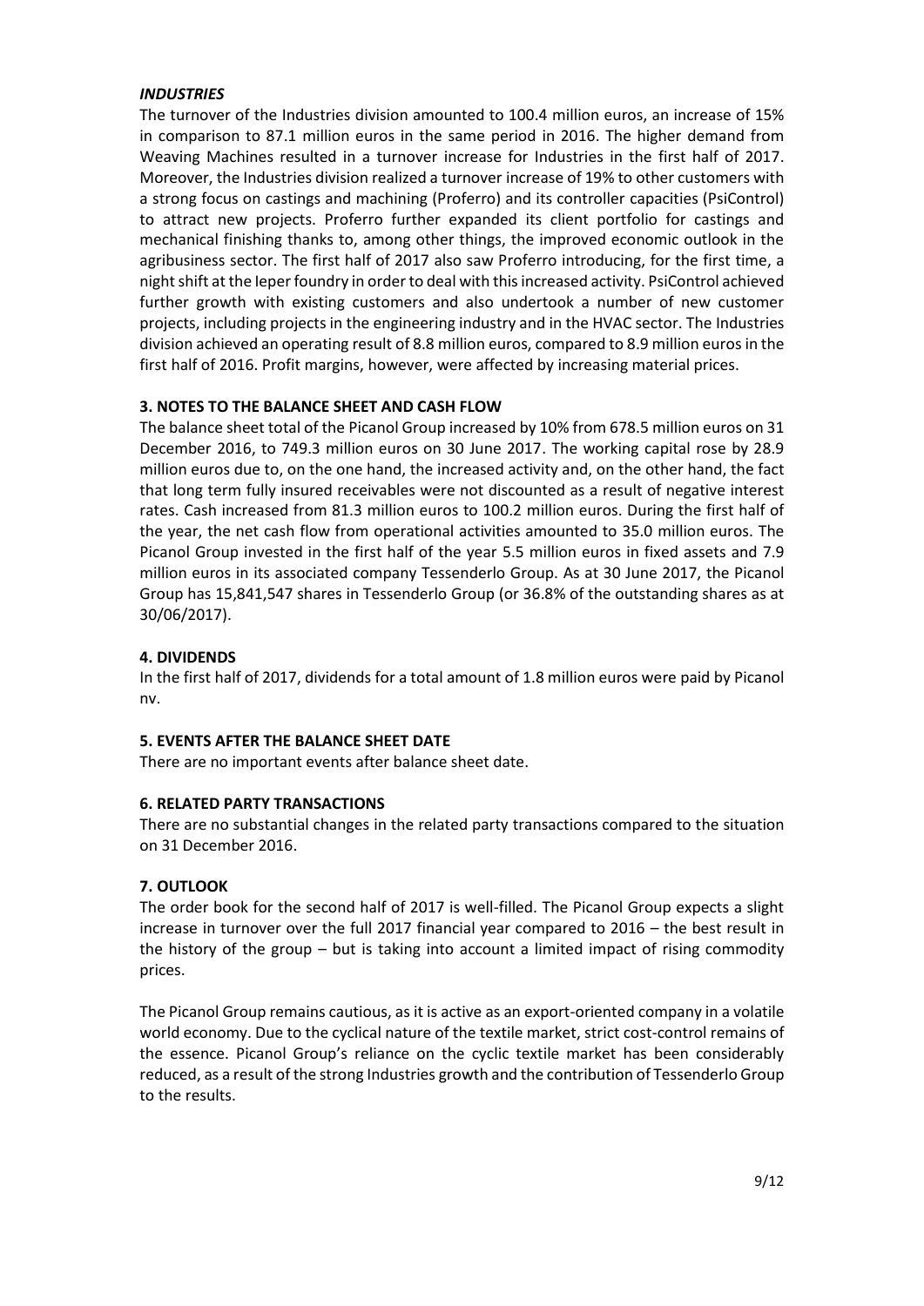***INDUSTRIES***

The turnover of the Industries division amounted to 100.4 million euros, an increase of 15% in comparison to 87.1 million euros in the same period in 2016. The higher demand from Weaving Machines resulted in a turnover increase for Industries in the first half of 2017. Moreover, the Industries division realized a turnover increase of 19% to other customers with a strong focus on castings and machining (Proferro) and its controller capacities (PsiControl) to attract new projects. Proferro further expanded its client portfolio for castings and mechanical finishing thanks to, among other things, the improved economic outlook in the agribusiness sector. The first half of 2017 also saw Proferro introducing, for the first time, a night shift at the Ieper foundry in order to deal with this increased activity. PsiControl achieved further growth with existing customers and also undertook a number of new customer projects, including projects in the engineering industry and in the HVAC sector. The Industries division achieved an operating result of 8.8 million euros, compared to 8.9 million euros in the first half of 2016. Profit margins, however, were affected by increasing material prices.

## 3. NOTES TO THE BALANCE SHEET AND CASH FLOW

The balance sheet total of the Picanol Group increased by 10% from 678.5 million euros on 31 December 2016, to 749.3 million euros on 30 June 2017. The working capital rose by 28.9 million euros due to, on the one hand, the increased activity and, on the other hand, the fact that long term fully insured receivables were not discounted as a result of negative interest rates. Cash increased from 81.3 million euros to 100.2 million euros. During the first half of the year, the net cash flow from operational activities amounted to 35.0 million euros. The Picanol Group invested in the first half of the year 5.5 million euros in fixed assets and 7.9 million euros in its associated company Tessenderlo Group. As at 30 June 2017, the Picanol Group has 15,841,547 shares in Tessenderlo Group (or 36.8% of the outstanding shares as at 30/06/2017).

## 4. DIVIDENDS

In the first half of 2017, dividends for a total amount of 1.8 million euros were paid by Picanol nv.

## 5. EVENTS AFTER THE BALANCE SHEET DATE

There are no important events after balance sheet date.

## 6. RELATED PARTY TRANSACTIONS

There are no substantial changes in the related party transactions compared to the situation on 31 December 2016.

## 7. OUTLOOK

The order book for the second half of 2017 is well-filled. The Picanol Group expects a slight increase in turnover over the full 2017 financial year compared to 2016 – the best result in the history of the group – but is taking into account a limited impact of rising commodity prices.

The Picanol Group remains cautious, as it is active as an export-oriented company in a volatile world economy. Due to the cyclical nature of the textile market, strict cost-control remains of the essence. Picanol Group's reliance on the cyclic textile market has been considerably reduced, as a result of the strong Industries growth and the contribution of Tessenderlo Group to the results.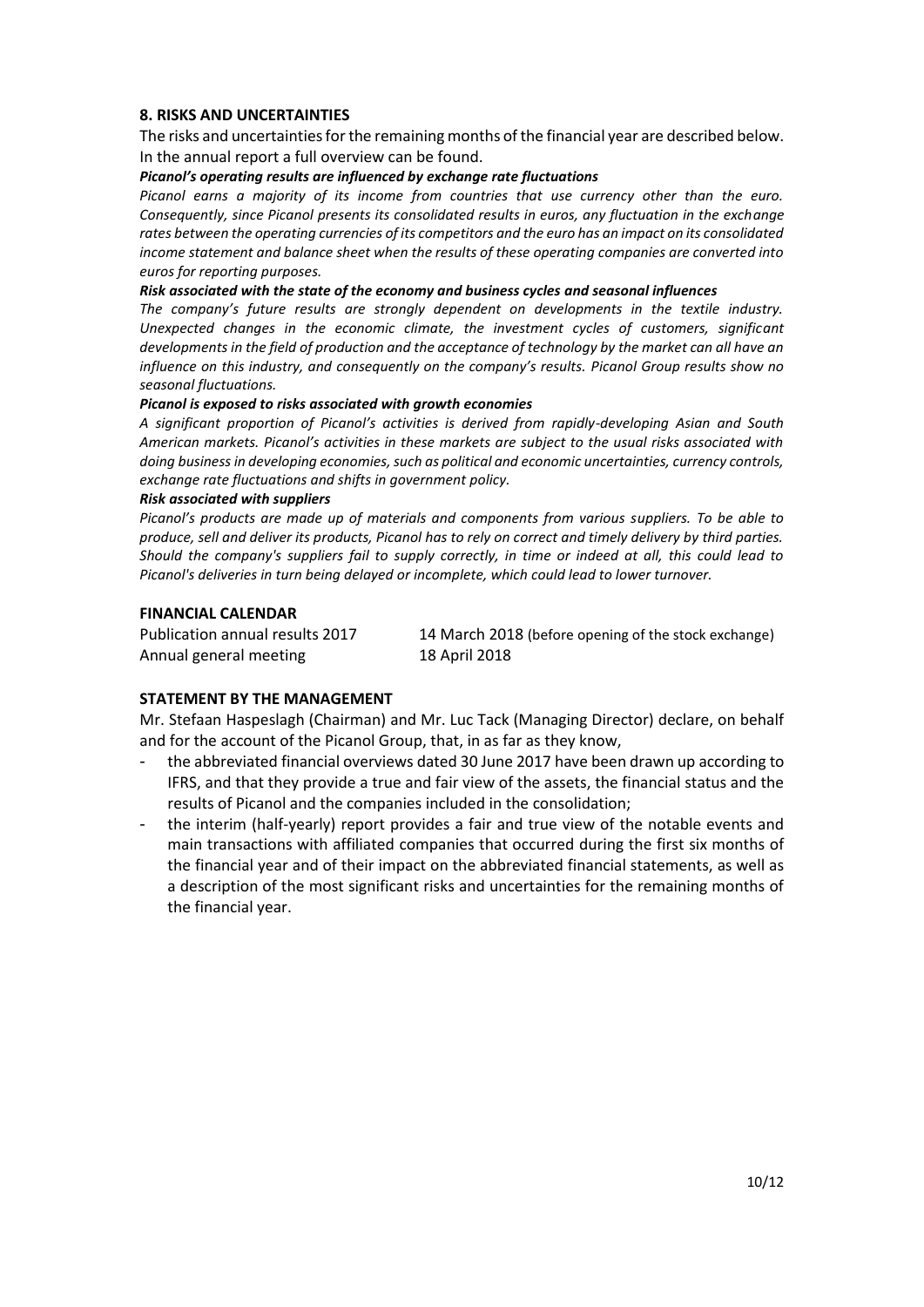## 8. RISKS AND UNCERTAINTIES

The risks and uncertainties for the remaining months of the financial year are described below. In the annual report a full overview can be found.

***Picanol's operating results are influenced by exchange rate fluctuations***

*Picanol earns a majority of its income from countries that use currency other than the euro. Consequently, since Picanol presents its consolidated results in euros, any fluctuation in the exchange rates between the operating currencies of its competitors and the euro has an impact on its consolidated income statement and balance sheet when the results of these operating companies are converted into euros for reporting purposes.*

***Risk associated with the state of the economy and business cycles and seasonal influences***

*The company's future results are strongly dependent on developments in the textile industry. Unexpected changes in the economic climate, the investment cycles of customers, significant developments in the field of production and the acceptance of technology by the market can all have an influence on this industry, and consequently on the company's results. Picanol Group results show no seasonal fluctuations.*

***Picanol is exposed to risks associated with growth economies***

*A significant proportion of Picanol's activities is derived from rapidly-developing Asian and South American markets. Picanol's activities in these markets are subject to the usual risks associated with doing business in developing economies, such as political and economic uncertainties, currency controls, exchange rate fluctuations and shifts in government policy.*

***Risk associated with suppliers***

*Picanol's products are made up of materials and components from various suppliers. To be able to produce, sell and deliver its products, Picanol has to rely on correct and timely delivery by third parties. Should the company's suppliers fail to supply correctly, in time or indeed at all, this could lead to Picanol's deliveries in turn being delayed or incomplete, which could lead to lower turnover.*

## FINANCIAL CALENDAR

| | |
|---|---|
| Publication annual results 2017 | 14 March 2018 (before opening of the stock exchange) |
| Annual general meeting | 18 April 2018 |

## STATEMENT BY THE MANAGEMENT

Mr. Stefaan Haspeslagh (Chairman) and Mr. Luc Tack (Managing Director) declare, on behalf and for the account of the Picanol Group, that, in as far as they know,

- the abbreviated financial overviews dated 30 June 2017 have been drawn up according to IFRS, and that they provide a true and fair view of the assets, the financial status and the results of Picanol and the companies included in the consolidation;
- the interim (half-yearly) report provides a fair and true view of the notable events and main transactions with affiliated companies that occurred during the first six months of the financial year and of their impact on the abbreviated financial statements, as well as a description of the most significant risks and uncertainties for the remaining months of the financial year.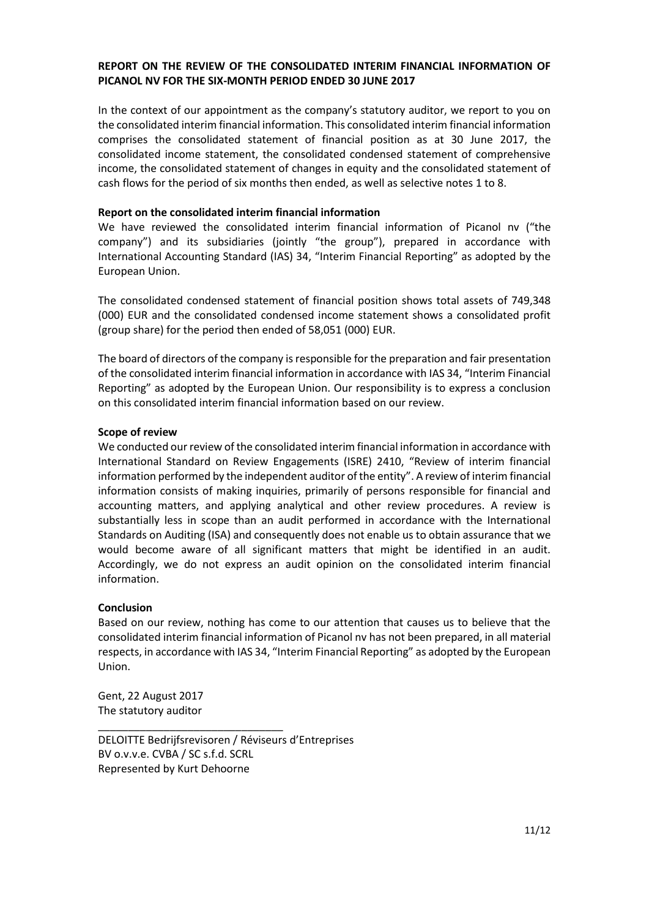**REPORT ON THE REVIEW OF THE CONSOLIDATED INTERIM FINANCIAL INFORMATION OF PICANOL NV FOR THE SIX-MONTH PERIOD ENDED 30 JUNE 2017**

In the context of our appointment as the company's statutory auditor, we report to you on the consolidated interim financial information. This consolidated interim financial information comprises the consolidated statement of financial position as at 30 June 2017, the consolidated income statement, the consolidated condensed statement of comprehensive income, the consolidated statement of changes in equity and the consolidated statement of cash flows for the period of six months then ended, as well as selective notes 1 to 8.

**Report on the consolidated interim financial information**

We have reviewed the consolidated interim financial information of Picanol nv ("the company") and its subsidiaries (jointly "the group"), prepared in accordance with International Accounting Standard (IAS) 34, "Interim Financial Reporting" as adopted by the European Union.

The consolidated condensed statement of financial position shows total assets of 749,348 (000) EUR and the consolidated condensed income statement shows a consolidated profit (group share) for the period then ended of 58,051 (000) EUR.

The board of directors of the company is responsible for the preparation and fair presentation of the consolidated interim financial information in accordance with IAS 34, "Interim Financial Reporting" as adopted by the European Union. Our responsibility is to express a conclusion on this consolidated interim financial information based on our review.

**Scope of review**

We conducted our review of the consolidated interim financial information in accordance with International Standard on Review Engagements (ISRE) 2410, "Review of interim financial information performed by the independent auditor of the entity". A review of interim financial information consists of making inquiries, primarily of persons responsible for financial and accounting matters, and applying analytical and other review procedures. A review is substantially less in scope than an audit performed in accordance with the International Standards on Auditing (ISA) and consequently does not enable us to obtain assurance that we would become aware of all significant matters that might be identified in an audit. Accordingly, we do not express an audit opinion on the consolidated interim financial information.

**Conclusion**

Based on our review, nothing has come to our attention that causes us to believe that the consolidated interim financial information of Picanol nv has not been prepared, in all material respects, in accordance with IAS 34, "Interim Financial Reporting" as adopted by the European Union.

Gent, 22 August 2017
The statutory auditor

_______________________________
DELOITTE Bedrijfsrevisoren / Réviseurs d'Entreprises
BV o.v.v.e. CVBA / SC s.f.d. SCRL
Represented by Kurt Dehoorne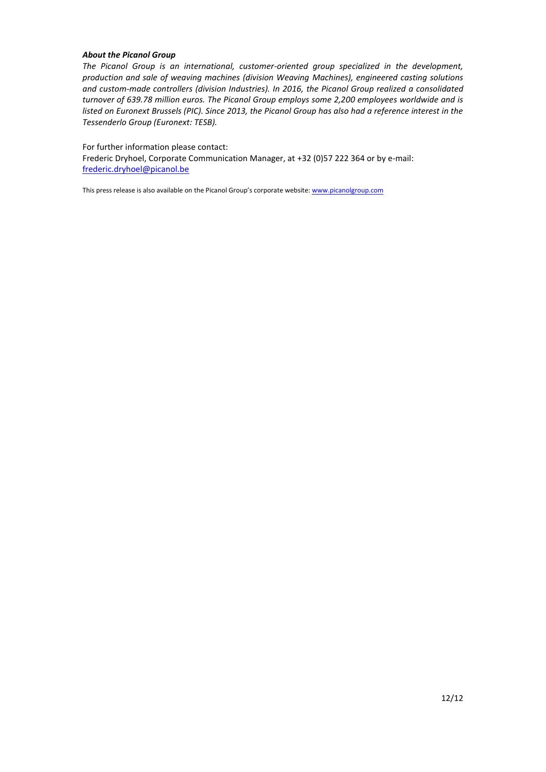***About the Picanol Group***

*The Picanol Group is an international, customer-oriented group specialized in the development, production and sale of weaving machines (division Weaving Machines), engineered casting solutions and custom-made controllers (division Industries). In 2016, the Picanol Group realized a consolidated turnover of 639.78 million euros. The Picanol Group employs some 2,200 employees worldwide and is listed on Euronext Brussels (PIC). Since 2013, the Picanol Group has also had a reference interest in the Tessenderlo Group (Euronext: TESB).*

For further information please contact:
Frederic Dryhoel, Corporate Communication Manager, at +32 (0)57 222 364 or by e-mail: frederic.dryhoel@picanol.be

This press release is also available on the Picanol Group's corporate website: www.picanolgroup.com